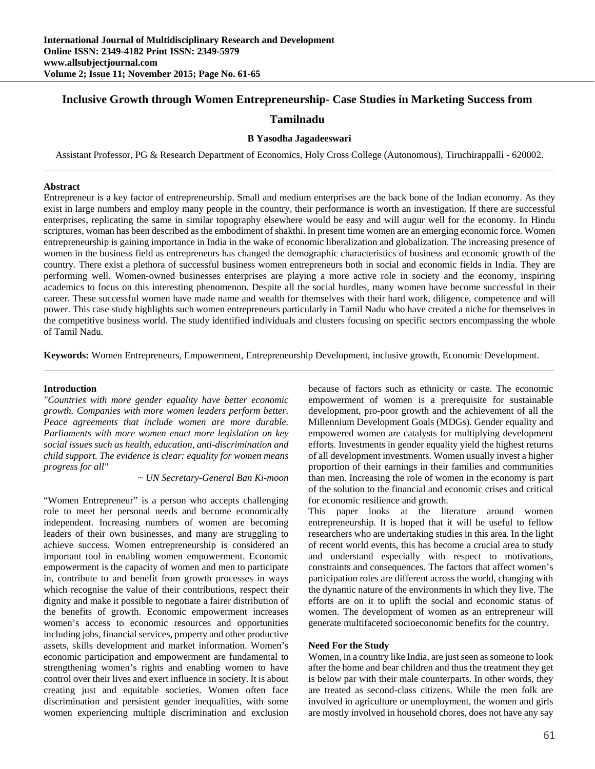# Inclusive Growth through Women Entrepreneurship- Case Studies in Marketing Success from Tamilnadu

**B Yasodha Jagadeeswari**

Assistant Professor, PG & Research Department of Economics, Holy Cross College (Autonomous), Tiruchirappalli - 620002.

## Abstract

Entrepreneur is a key factor of entrepreneurship. Small and medium enterprises are the back bone of the Indian economy. As they exist in large numbers and employ many people in the country, their performance is worth an investigation. If there are successful enterprises, replicating the same in similar topography elsewhere would be easy and will augur well for the economy. In Hindu scriptures, woman has been described as the embodiment of shakthi. In present time women are an emerging economic force. Women entrepreneurship is gaining importance in India in the wake of economic liberalization and globalization. The increasing presence of women in the business field as entrepreneurs has changed the demographic characteristics of business and economic growth of the country. There exist a plethora of successful business women entrepreneurs both in social and economic fields in India. They are performing well. Women-owned businesses enterprises are playing a more active role in society and the economy, inspiring academics to focus on this interesting phenomenon. Despite all the social hurdles, many women have become successful in their career. These successful women have made name and wealth for themselves with their hard work, diligence, competence and will power. This case study highlights such women entrepreneurs particularly in Tamil Nadu who have created a niche for themselves in the competitive business world. The study identified individuals and clusters focusing on specific sectors encompassing the whole of Tamil Nadu.

**Keywords:** Women Entrepreneurs, Empowerment, Entrepreneurship Development, inclusive growth, Economic Development.

## Introduction

*"Countries with more gender equality have better economic growth. Companies with more women leaders perform better. Peace agreements that include women are more durable. Parliaments with more women enact more legislation on key social issues such as health, education, anti-discrimination and child support. The evidence is clear: equality for women means progress for all"*

*~ UN Secretary-General Ban Ki-moon*

"Women Entrepreneur" is a person who accepts challenging role to meet her personal needs and become economically independent. Increasing numbers of women are becoming leaders of their own businesses, and many are struggling to achieve success. Women entrepreneurship is considered an important tool in enabling women empowerment. Economic empowerment is the capacity of women and men to participate in, contribute to and benefit from growth processes in ways which recognise the value of their contributions, respect their dignity and make it possible to negotiate a fairer distribution of the benefits of growth. Economic empowerment increases women's access to economic resources and opportunities including jobs, financial services, property and other productive assets, skills development and market information. Women's economic participation and empowerment are fundamental to strengthening women's rights and enabling women to have control over their lives and exert influence in society. It is about creating just and equitable societies. Women often face discrimination and persistent gender inequalities, with some women experiencing multiple discrimination and exclusion because of factors such as ethnicity or caste. The economic empowerment of women is a prerequisite for sustainable development, pro-poor growth and the achievement of all the Millennium Development Goals (MDGs). Gender equality and empowered women are catalysts for multiplying development efforts. Investments in gender equality yield the highest returns of all development investments. Women usually invest a higher proportion of their earnings in their families and communities than men. Increasing the role of women in the economy is part of the solution to the financial and economic crises and critical for economic resilience and growth.

This paper looks at the literature around women entrepreneurship. It is hoped that it will be useful to fellow researchers who are undertaking studies in this area. In the light of recent world events, this has become a crucial area to study and understand especially with respect to motivations, constraints and consequences. The factors that affect women's participation roles are different across the world, changing with the dynamic nature of the environments in which they live. The efforts are on it to uplift the social and economic status of women. The development of women as an entrepreneur will generate multifaceted socioeconomic benefits for the country.

## Need For the Study

Women, in a country like India, are just seen as someone to look after the home and bear children and thus the treatment they get is below par with their male counterparts. In other words, they are treated as second-class citizens. While the men folk are involved in agriculture or unemployment, the women and girls are mostly involved in household chores, does not have any say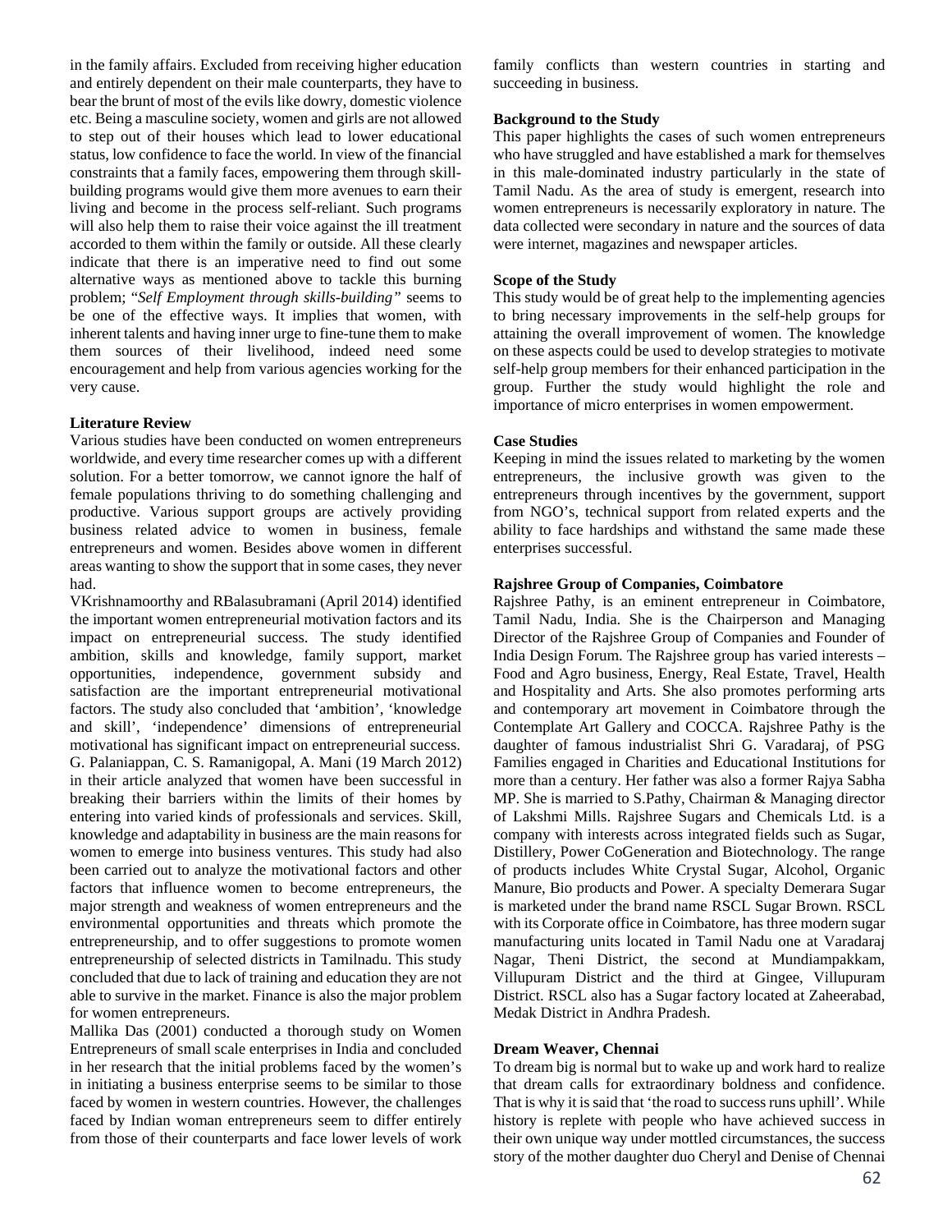in the family affairs. Excluded from receiving higher education and entirely dependent on their male counterparts, they have to bear the brunt of most of the evils like dowry, domestic violence etc. Being a masculine society, women and girls are not allowed to step out of their houses which lead to lower educational status, low confidence to face the world. In view of the financial constraints that a family faces, empowering them through skill-building programs would give them more avenues to earn their living and become in the process self-reliant. Such programs will also help them to raise their voice against the ill treatment accorded to them within the family or outside. All these clearly indicate that there is an imperative need to find out some alternative ways as mentioned above to tackle this burning problem; "*Self Employment through skills-building*" seems to be one of the effective ways. It implies that women, with inherent talents and having inner urge to fine-tune them to make them sources of their livelihood, indeed need some encouragement and help from various agencies working for the very cause.

**Literature Review**

Various studies have been conducted on women entrepreneurs worldwide, and every time researcher comes up with a different solution. For a better tomorrow, we cannot ignore the half of female populations thriving to do something challenging and productive. Various support groups are actively providing business related advice to women in business, female entrepreneurs and women. Besides above women in different areas wanting to show the support that in some cases, they never had.

VKrishnamoorthy and RBalasubramani (April 2014) identified the important women entrepreneurial motivation factors and its impact on entrepreneurial success. The study identified ambition, skills and knowledge, family support, market opportunities, independence, government subsidy and satisfaction are the important entrepreneurial motivational factors. The study also concluded that 'ambition', 'knowledge and skill', 'independence' dimensions of entrepreneurial motivational has significant impact on entrepreneurial success.

G. Palaniappan, C. S. Ramanigopal, A. Mani (19 March 2012) in their article analyzed that women have been successful in breaking their barriers within the limits of their homes by entering into varied kinds of professionals and services. Skill, knowledge and adaptability in business are the main reasons for women to emerge into business ventures. This study had also been carried out to analyze the motivational factors and other factors that influence women to become entrepreneurs, the major strength and weakness of women entrepreneurs and the environmental opportunities and threats which promote the entrepreneurship, and to offer suggestions to promote women entrepreneurship of selected districts in Tamilnadu. This study concluded that due to lack of training and education they are not able to survive in the market. Finance is also the major problem for women entrepreneurs.

Mallika Das (2001) conducted a thorough study on Women Entrepreneurs of small scale enterprises in India and concluded in her research that the initial problems faced by the women's in initiating a business enterprise seems to be similar to those faced by women in western countries. However, the challenges faced by Indian woman entrepreneurs seem to differ entirely from those of their counterparts and face lower levels of work family conflicts than western countries in starting and succeeding in business.

**Background to the Study**

This paper highlights the cases of such women entrepreneurs who have struggled and have established a mark for themselves in this male-dominated industry particularly in the state of Tamil Nadu. As the area of study is emergent, research into women entrepreneurs is necessarily exploratory in nature. The data collected were secondary in nature and the sources of data were internet, magazines and newspaper articles.

**Scope of the Study**

This study would be of great help to the implementing agencies to bring necessary improvements in the self-help groups for attaining the overall improvement of women. The knowledge on these aspects could be used to develop strategies to motivate self-help group members for their enhanced participation in the group. Further the study would highlight the role and importance of micro enterprises in women empowerment.

**Case Studies**

Keeping in mind the issues related to marketing by the women entrepreneurs, the inclusive growth was given to the entrepreneurs through incentives by the government, support from NGO's, technical support from related experts and the ability to face hardships and withstand the same made these enterprises successful.

**Rajshree Group of Companies, Coimbatore**

Rajshree Pathy, is an eminent entrepreneur in Coimbatore, Tamil Nadu, India. She is the Chairperson and Managing Director of the Rajshree Group of Companies and Founder of India Design Forum. The Rajshree group has varied interests – Food and Agro business, Energy, Real Estate, Travel, Health and Hospitality and Arts. She also promotes performing arts and contemporary art movement in Coimbatore through the Contemplate Art Gallery and COCCA. Rajshree Pathy is the daughter of famous industrialist Shri G. Varadaraj, of PSG Families engaged in Charities and Educational Institutions for more than a century. Her father was also a former Rajya Sabha MP. She is married to S.Pathy, Chairman & Managing director of Lakshmi Mills. Rajshree Sugars and Chemicals Ltd. is a company with interests across integrated fields such as Sugar, Distillery, Power CoGeneration and Biotechnology. The range of products includes White Crystal Sugar, Alcohol, Organic Manure, Bio products and Power. A specialty Demerara Sugar is marketed under the brand name RSCL Sugar Brown. RSCL with its Corporate office in Coimbatore, has three modern sugar manufacturing units located in Tamil Nadu one at Varadaraj Nagar, Theni District, the second at Mundiampakkam, Villupuram District and the third at Gingee, Villupuram District. RSCL also has a Sugar factory located at Zaheerabad, Medak District in Andhra Pradesh.

**Dream Weaver, Chennai**

To dream big is normal but to wake up and work hard to realize that dream calls for extraordinary boldness and confidence. That is why it is said that 'the road to success runs uphill'. While history is replete with people who have achieved success in their own unique way under mottled circumstances, the success story of the mother daughter duo Cheryl and Denise of Chennai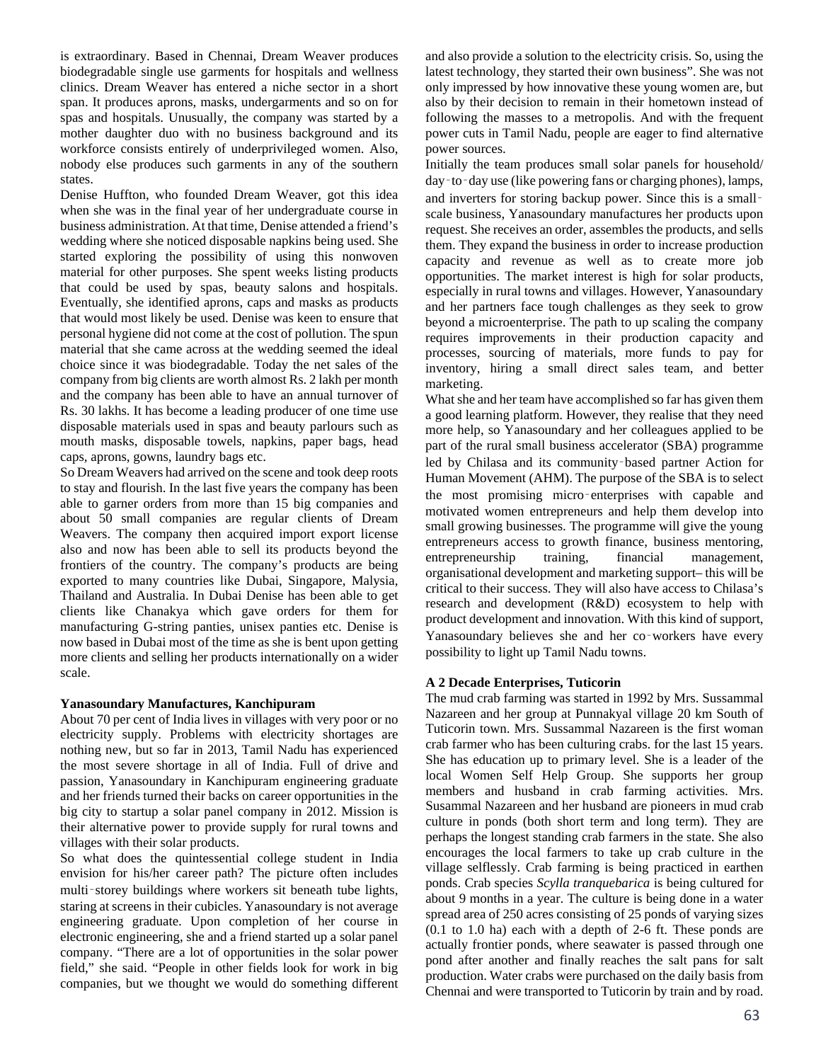is extraordinary. Based in Chennai, Dream Weaver produces biodegradable single use garments for hospitals and wellness clinics. Dream Weaver has entered a niche sector in a short span. It produces aprons, masks, undergarments and so on for spas and hospitals. Unusually, the company was started by a mother daughter duo with no business background and its workforce consists entirely of underprivileged women. Also, nobody else produces such garments in any of the southern states.

Denise Huffton, who founded Dream Weaver, got this idea when she was in the final year of her undergraduate course in business administration. At that time, Denise attended a friend's wedding where she noticed disposable napkins being used. She started exploring the possibility of using this nonwoven material for other purposes. She spent weeks listing products that could be used by spas, beauty salons and hospitals. Eventually, she identified aprons, caps and masks as products that would most likely be used. Denise was keen to ensure that personal hygiene did not come at the cost of pollution. The spun material that she came across at the wedding seemed the ideal choice since it was biodegradable. Today the net sales of the company from big clients are worth almost Rs. 2 lakh per month and the company has been able to have an annual turnover of Rs. 30 lakhs. It has become a leading producer of one time use disposable materials used in spas and beauty parlours such as mouth masks, disposable towels, napkins, paper bags, head caps, aprons, gowns, laundry bags etc.

So Dream Weavers had arrived on the scene and took deep roots to stay and flourish. In the last five years the company has been able to garner orders from more than 15 big companies and about 50 small companies are regular clients of Dream Weavers. The company then acquired import export license also and now has been able to sell its products beyond the frontiers of the country. The company's products are being exported to many countries like Dubai, Singapore, Malysia, Thailand and Australia. In Dubai Denise has been able to get clients like Chanakya which gave orders for them for manufacturing G-string panties, unisex panties etc. Denise is now based in Dubai most of the time as she is bent upon getting more clients and selling her products internationally on a wider scale.

**Yanasoundary Manufactures, Kanchipuram**

About 70 per cent of India lives in villages with very poor or no electricity supply. Problems with electricity shortages are nothing new, but so far in 2013, Tamil Nadu has experienced the most severe shortage in all of India. Full of drive and passion, Yanasoundary in Kanchipuram engineering graduate and her friends turned their backs on career opportunities in the big city to startup a solar panel company in 2012. Mission is their alternative power to provide supply for rural towns and villages with their solar products.

So what does the quintessential college student in India envision for his/her career path? The picture often includes multi‑storey buildings where workers sit beneath tube lights, staring at screens in their cubicles. Yanasoundary is not average engineering graduate. Upon completion of her course in electronic engineering, she and a friend started up a solar panel company. "There are a lot of opportunities in the solar power field," she said. "People in other fields look for work in big companies, but we thought we would do something different and also provide a solution to the electricity crisis. So, using the latest technology, they started their own business". She was not only impressed by how innovative these young women are, but also by their decision to remain in their hometown instead of following the masses to a metropolis. And with the frequent power cuts in Tamil Nadu, people are eager to find alternative power sources.

Initially the team produces small solar panels for household/ day‑to‑day use (like powering fans or charging phones), lamps, and inverters for storing backup power. Since this is a small‑scale business, Yanasoundary manufactures her products upon request. She receives an order, assembles the products, and sells them. They expand the business in order to increase production capacity and revenue as well as to create more job opportunities. The market interest is high for solar products, especially in rural towns and villages. However, Yanasoundary and her partners face tough challenges as they seek to grow beyond a microenterprise. The path to up scaling the company requires improvements in their production capacity and processes, sourcing of materials, more funds to pay for inventory, hiring a small direct sales team, and better marketing.

What she and her team have accomplished so far has given them a good learning platform. However, they realise that they need more help, so Yanasoundary and her colleagues applied to be part of the rural small business accelerator (SBA) programme led by Chilasa and its community‑based partner Action for Human Movement (AHM). The purpose of the SBA is to select the most promising micro‑enterprises with capable and motivated women entrepreneurs and help them develop into small growing businesses. The programme will give the young entrepreneurs access to growth finance, business mentoring, entrepreneurship training, financial management, organisational development and marketing support– this will be critical to their success. They will also have access to Chilasa's research and development (R&D) ecosystem to help with product development and innovation. With this kind of support, Yanasoundary believes she and her co‑workers have every possibility to light up Tamil Nadu towns.

**A 2 Decade Enterprises, Tuticorin**

The mud crab farming was started in 1992 by Mrs. Sussammal Nazareen and her group at Punnakyal village 20 km South of Tuticorin town. Mrs. Sussammal Nazareen is the first woman crab farmer who has been culturing crabs. for the last 15 years. She has education up to primary level. She is a leader of the local Women Self Help Group. She supports her group members and husband in crab farming activities. Mrs. Susammal Nazareen and her husband are pioneers in mud crab culture in ponds (both short term and long term). They are perhaps the longest standing crab farmers in the state. She also encourages the local farmers to take up crab culture in the village selflessly. Crab farming is being practiced in earthen ponds. Crab species *Scylla tranquebarica* is being cultured for about 9 months in a year. The culture is being done in a water spread area of 250 acres consisting of 25 ponds of varying sizes (0.1 to 1.0 ha) each with a depth of 2-6 ft. These ponds are actually frontier ponds, where seawater is passed through one pond after another and finally reaches the salt pans for salt production. Water crabs were purchased on the daily basis from Chennai and were transported to Tuticorin by train and by road.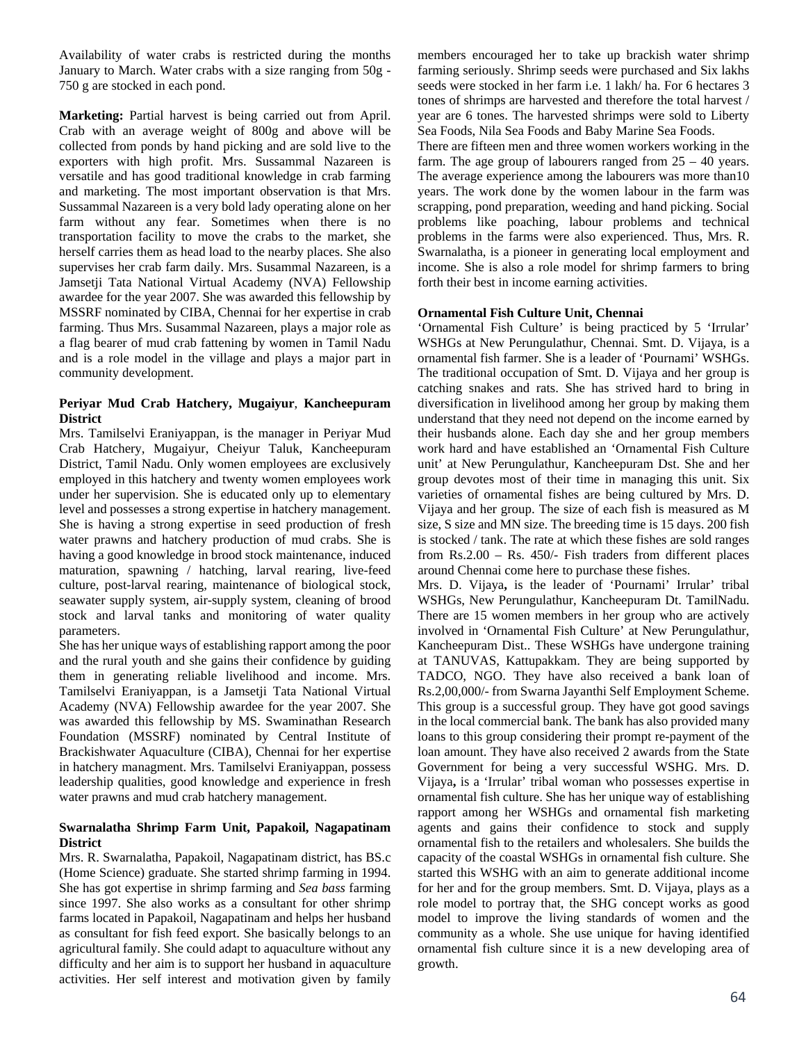Availability of water crabs is restricted during the months January to March. Water crabs with a size ranging from 50g - 750 g are stocked in each pond.

**Marketing:** Partial harvest is being carried out from April. Crab with an average weight of 800g and above will be collected from ponds by hand picking and are sold live to the exporters with high profit. Mrs. Sussammal Nazareen is versatile and has good traditional knowledge in crab farming and marketing. The most important observation is that Mrs. Sussammal Nazareen is a very bold lady operating alone on her farm without any fear. Sometimes when there is no transportation facility to move the crabs to the market, she herself carries them as head load to the nearby places. She also supervises her crab farm daily. Mrs. Susammal Nazareen, is a Jamsetji Tata National Virtual Academy (NVA) Fellowship awardee for the year 2007. She was awarded this fellowship by MSSRF nominated by CIBA, Chennai for her expertise in crab farming. Thus Mrs. Susammal Nazareen, plays a major role as a flag bearer of mud crab fattening by women in Tamil Nadu and is a role model in the village and plays a major part in community development.

### Periyar Mud Crab Hatchery, Mugaiyur, Kancheepuram District

Mrs. Tamilselvi Eraniyappan, is the manager in Periyar Mud Crab Hatchery, Mugaiyur, Cheiyur Taluk, Kancheepuram District, Tamil Nadu. Only women employees are exclusively employed in this hatchery and twenty women employees work under her supervision. She is educated only up to elementary level and possesses a strong expertise in hatchery management. She is having a strong expertise in seed production of fresh water prawns and hatchery production of mud crabs. She is having a good knowledge in brood stock maintenance, induced maturation, spawning / hatching, larval rearing, live-feed culture, post-larval rearing, maintenance of biological stock, seawater supply system, air-supply system, cleaning of brood stock and larval tanks and monitoring of water quality parameters.

She has her unique ways of establishing rapport among the poor and the rural youth and she gains their confidence by guiding them in generating reliable livelihood and income. Mrs. Tamilselvi Eraniyappan, is a Jamsetji Tata National Virtual Academy (NVA) Fellowship awardee for the year 2007. She was awarded this fellowship by MS. Swaminathan Research Foundation (MSSRF) nominated by Central Institute of Brackishwater Aquaculture (CIBA), Chennai for her expertise in hatchery managment. Mrs. Tamilselvi Eraniyappan, possess leadership qualities, good knowledge and experience in fresh water prawns and mud crab hatchery management.

### Swarnalatha Shrimp Farm Unit, Papakoil, Nagapatinam District

Mrs. R. Swarnalatha, Papakoil, Nagapatinam district, has BS.c (Home Science) graduate. She started shrimp farming in 1994. She has got expertise in shrimp farming and *Sea bass* farming since 1997. She also works as a consultant for other shrimp farms located in Papakoil, Nagapatinam and helps her husband as consultant for fish feed export. She basically belongs to an agricultural family. She could adapt to aquaculture without any difficulty and her aim is to support her husband in aquaculture activities. Her self interest and motivation given by family members encouraged her to take up brackish water shrimp farming seriously. Shrimp seeds were purchased and Six lakhs seeds were stocked in her farm i.e. 1 lakh/ ha. For 6 hectares 3 tones of shrimps are harvested and therefore the total harvest / year are 6 tones. The harvested shrimps were sold to Liberty Sea Foods, Nila Sea Foods and Baby Marine Sea Foods.

There are fifteen men and three women workers working in the farm. The age group of labourers ranged from 25 – 40 years. The average experience among the labourers was more than10 years. The work done by the women labour in the farm was scrapping, pond preparation, weeding and hand picking. Social problems like poaching, labour problems and technical problems in the farms were also experienced. Thus, Mrs. R. Swarnalatha, is a pioneer in generating local employment and income. She is also a role model for shrimp farmers to bring forth their best in income earning activities.

### Ornamental Fish Culture Unit, Chennai

'Ornamental Fish Culture' is being practiced by 5 'Irrular' WSHGs at New Perungulathur, Chennai. Smt. D. Vijaya, is a ornamental fish farmer. She is a leader of 'Pournami' WSHGs. The traditional occupation of Smt. D. Vijaya and her group is catching snakes and rats. She has strived hard to bring in diversification in livelihood among her group by making them understand that they need not depend on the income earned by their husbands alone. Each day she and her group members work hard and have established an 'Ornamental Fish Culture unit' at New Perungulathur, Kancheepuram Dst. She and her group devotes most of their time in managing this unit. Six varieties of ornamental fishes are being cultured by Mrs. D. Vijaya and her group. The size of each fish is measured as M size, S size and MN size. The breeding time is 15 days. 200 fish is stocked / tank. The rate at which these fishes are sold ranges from Rs.2.00 – Rs. 450/- Fish traders from different places around Chennai come here to purchase these fishes.

Mrs. D. Vijaya**,** is the leader of 'Pournami' Irrular' tribal WSHGs, New Perungulathur, Kancheepuram Dt. TamilNadu. There are 15 women members in her group who are actively involved in 'Ornamental Fish Culture' at New Perungulathur, Kancheepuram Dist.. These WSHGs have undergone training at TANUVAS, Kattupakkam. They are being supported by TADCO, NGO. They have also received a bank loan of Rs.2,00,000/- from Swarna Jayanthi Self Employment Scheme. This group is a successful group. They have got good savings in the local commercial bank. The bank has also provided many loans to this group considering their prompt re-payment of the loan amount. They have also received 2 awards from the State Government for being a very successful WSHG. Mrs. D. Vijaya**,** is a 'Irrular' tribal woman who possesses expertise in ornamental fish culture. She has her unique way of establishing rapport among her WSHGs and ornamental fish marketing agents and gains their confidence to stock and supply ornamental fish to the retailers and wholesalers. She builds the capacity of the coastal WSHGs in ornamental fish culture. She started this WSHG with an aim to generate additional income for her and for the group members. Smt. D. Vijaya, plays as a role model to portray that, the SHG concept works as good model to improve the living standards of women and the community as a whole. She use unique for having identified ornamental fish culture since it is a new developing area of growth.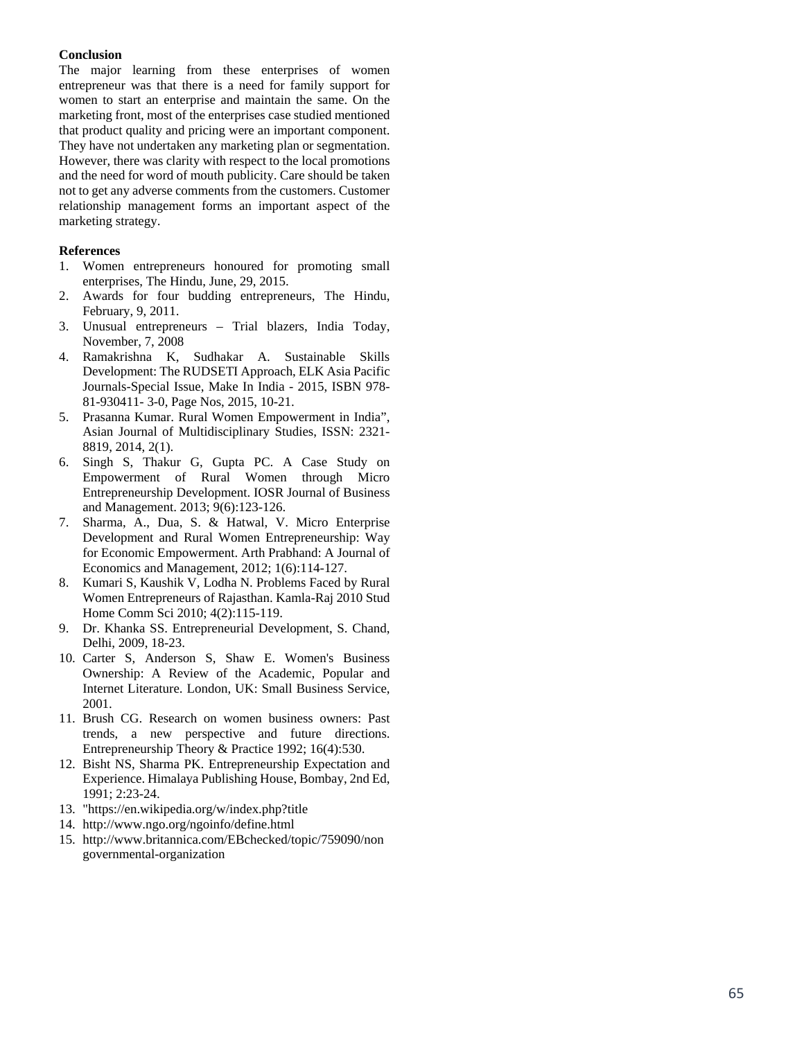## Conclusion

The major learning from these enterprises of women entrepreneur was that there is a need for family support for women to start an enterprise and maintain the same. On the marketing front, most of the enterprises case studied mentioned that product quality and pricing were an important component. They have not undertaken any marketing plan or segmentation. However, there was clarity with respect to the local promotions and the need for word of mouth publicity. Care should be taken not to get any adverse comments from the customers. Customer relationship management forms an important aspect of the marketing strategy.

## References

1. Women entrepreneurs honoured for promoting small enterprises, The Hindu, June, 29, 2015.
2. Awards for four budding entrepreneurs, The Hindu, February, 9, 2011.
3. Unusual entrepreneurs – Trial blazers, India Today, November, 7, 2008
4. Ramakrishna K, Sudhakar A. Sustainable Skills Development: The RUDSETI Approach, ELK Asia Pacific Journals-Special Issue, Make In India - 2015, ISBN 978-81-930411- 3-0, Page Nos, 2015, 10-21.
5. Prasanna Kumar. Rural Women Empowerment in India", Asian Journal of Multidisciplinary Studies, ISSN: 2321-8819, 2014, 2(1).
6. Singh S, Thakur G, Gupta PC. A Case Study on Empowerment of Rural Women through Micro Entrepreneurship Development. IOSR Journal of Business and Management. 2013; 9(6):123-126.
7. Sharma, A., Dua, S. & Hatwal, V. Micro Enterprise Development and Rural Women Entrepreneurship: Way for Economic Empowerment. Arth Prabhand: A Journal of Economics and Management, 2012; 1(6):114-127.
8. Kumari S, Kaushik V, Lodha N. Problems Faced by Rural Women Entrepreneurs of Rajasthan. Kamla-Raj 2010 Stud Home Comm Sci 2010; 4(2):115-119.
9. Dr. Khanka SS. Entrepreneurial Development, S. Chand, Delhi, 2009, 18-23.
10. Carter S, Anderson S, Shaw E. Women's Business Ownership: A Review of the Academic, Popular and Internet Literature. London, UK: Small Business Service, 2001.
11. Brush CG. Research on women business owners: Past trends, a new perspective and future directions. Entrepreneurship Theory & Practice 1992; 16(4):530.
12. Bisht NS, Sharma PK. Entrepreneurship Expectation and Experience. Himalaya Publishing House, Bombay, 2nd Ed, 1991; 2:23-24.
13. "https://en.wikipedia.org/w/index.php?title
14. http://www.ngo.org/ngoinfo/define.html
15. http://www.britannica.com/EBchecked/topic/759090/non governmental-organization